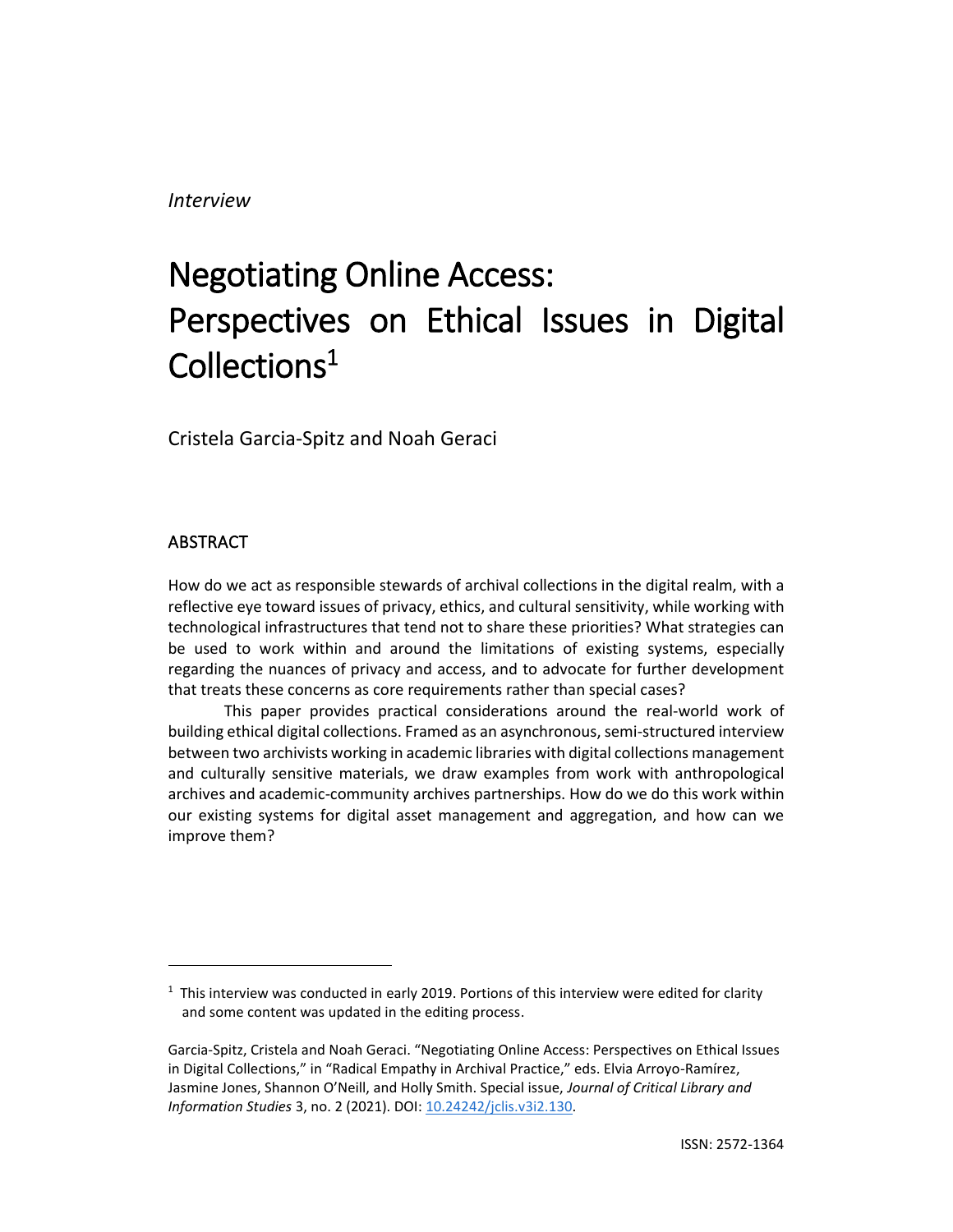*Interview*

# Negotiating Online Access: Perspectives on Ethical Issues in Digital Collections[1]

Cristela Garcia-Spitz and Noah Geraci

## ABSTRACT

How do we act as responsible stewards of archival collections in the digital realm, with a reflective eye toward issues of privacy, ethics, and cultural sensitivity, while working with technological infrastructures that tend not to share these priorities? What strategies can be used to work within and around the limitations of existing systems, especially regarding the nuances of privacy and access, and to advocate for further development that treats these concerns as core requirements rather than special cases?

This paper provides practical considerations around the real-world work of building ethical digital collections. Framed as an asynchronous, semi-structured interview between two archivists working in academic libraries with digital collections management and culturally sensitive materials, we draw examples from work with anthropological archives and academic-community archives partnerships. How do we do this work within our existing systems for digital asset management and aggregation, and how can we improve them?

---

[1] This interview was conducted in early 2019. Portions of this interview were edited for clarity and some content was updated in the editing process.

Garcia-Spitz, Cristela and Noah Geraci. "Negotiating Online Access: Perspectives on Ethical Issues in Digital Collections," in "Radical Empathy in Archival Practice," eds. Elvia Arroyo-Ramírez, Jasmine Jones, Shannon O'Neill, and Holly Smith. Special issue, *Journal of Critical Library and Information Studies* 3, no. 2 (2021). DOI: 10.24242/jclis.v3i2.130.

ISSN: 2572-1364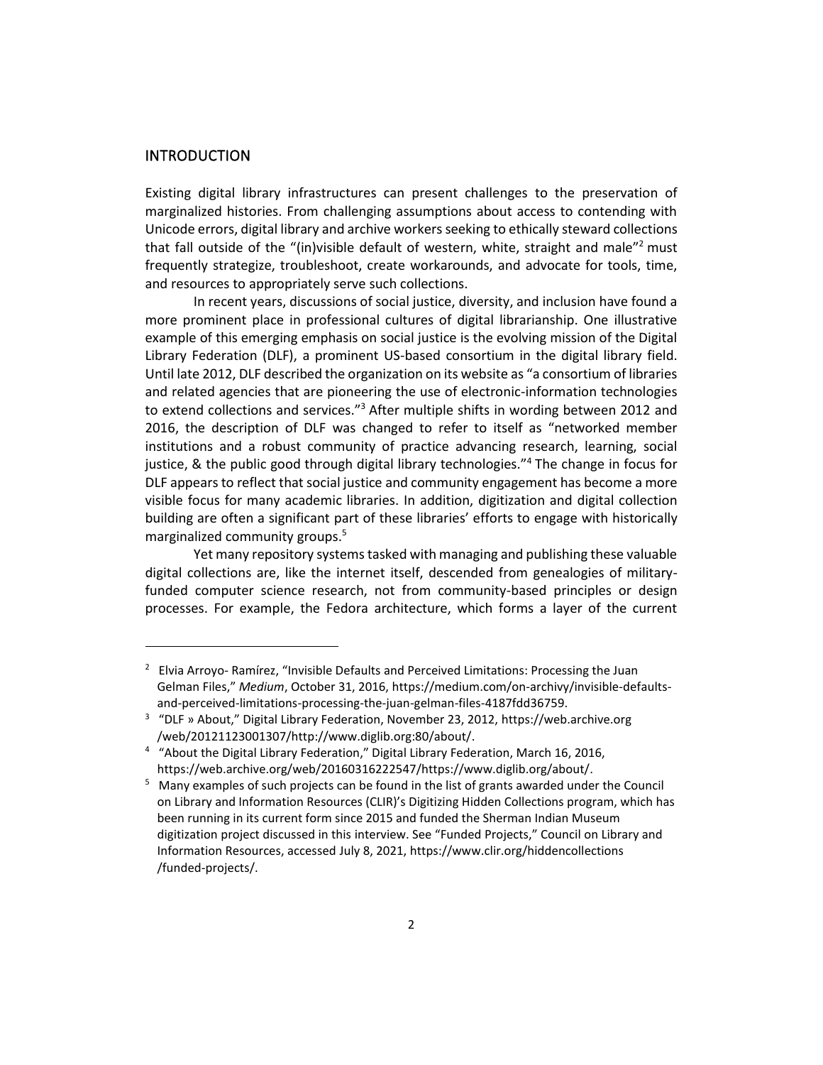## INTRODUCTION

Existing digital library infrastructures can present challenges to the preservation of marginalized histories. From challenging assumptions about access to contending with Unicode errors, digital library and archive workers seeking to ethically steward collections that fall outside of the "(in)visible default of western, white, straight and male"[2] must frequently strategize, troubleshoot, create workarounds, and advocate for tools, time, and resources to appropriately serve such collections.

In recent years, discussions of social justice, diversity, and inclusion have found a more prominent place in professional cultures of digital librarianship. One illustrative example of this emerging emphasis on social justice is the evolving mission of the Digital Library Federation (DLF), a prominent US-based consortium in the digital library field. Until late 2012, DLF described the organization on its website as "a consortium of libraries and related agencies that are pioneering the use of electronic-information technologies to extend collections and services."[3] After multiple shifts in wording between 2012 and 2016, the description of DLF was changed to refer to itself as "networked member institutions and a robust community of practice advancing research, learning, social justice, & the public good through digital library technologies."[4] The change in focus for DLF appears to reflect that social justice and community engagement has become a more visible focus for many academic libraries. In addition, digitization and digital collection building are often a significant part of these libraries' efforts to engage with historically marginalized community groups.[5]

Yet many repository systems tasked with managing and publishing these valuable digital collections are, like the internet itself, descended from genealogies of military-funded computer science research, not from community-based principles or design processes. For example, the Fedora architecture, which forms a layer of the current

---

[2] Elvia Arroyo- Ramírez, "Invisible Defaults and Perceived Limitations: Processing the Juan Gelman Files," *Medium*, October 31, 2016, https://medium.com/on-archivy/invisible-defaults-and-perceived-limitations-processing-the-juan-gelman-files-4187fdd36759.

[3] "DLF » About," Digital Library Federation, November 23, 2012, https://web.archive.org/web/20121123001307/http://www.diglib.org:80/about/.

[4] "About the Digital Library Federation," Digital Library Federation, March 16, 2016, https://web.archive.org/web/20160316222547/https://www.diglib.org/about/.

[5] Many examples of such projects can be found in the list of grants awarded under the Council on Library and Information Resources (CLIR)'s Digitizing Hidden Collections program, which has been running in its current form since 2015 and funded the Sherman Indian Museum digitization project discussed in this interview. See "Funded Projects," Council on Library and Information Resources, accessed July 8, 2021, https://www.clir.org/hiddencollections/funded-projects/.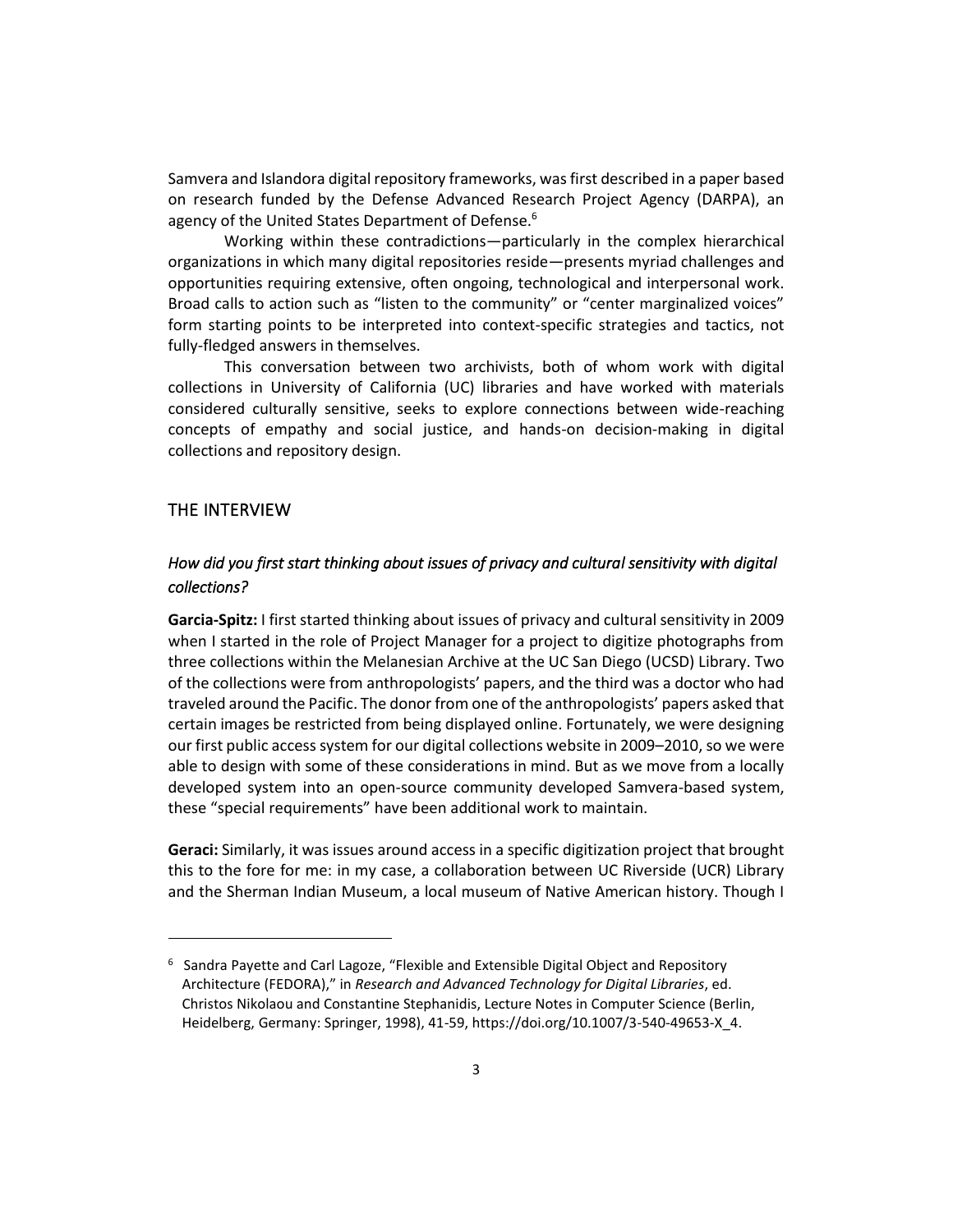Samvera and Islandora digital repository frameworks, was first described in a paper based on research funded by the Defense Advanced Research Project Agency (DARPA), an agency of the United States Department of Defense.[6]

Working within these contradictions—particularly in the complex hierarchical organizations in which many digital repositories reside—presents myriad challenges and opportunities requiring extensive, often ongoing, technological and interpersonal work. Broad calls to action such as "listen to the community" or "center marginalized voices" form starting points to be interpreted into context-specific strategies and tactics, not fully-fledged answers in themselves.

This conversation between two archivists, both of whom work with digital collections in University of California (UC) libraries and have worked with materials considered culturally sensitive, seeks to explore connections between wide-reaching concepts of empathy and social justice, and hands-on decision-making in digital collections and repository design.

## THE INTERVIEW

### *How did you first start thinking about issues of privacy and cultural sensitivity with digital collections?*

**Garcia-Spitz:** I first started thinking about issues of privacy and cultural sensitivity in 2009 when I started in the role of Project Manager for a project to digitize photographs from three collections within the Melanesian Archive at the UC San Diego (UCSD) Library. Two of the collections were from anthropologists' papers, and the third was a doctor who had traveled around the Pacific. The donor from one of the anthropologists' papers asked that certain images be restricted from being displayed online. Fortunately, we were designing our first public access system for our digital collections website in 2009–2010, so we were able to design with some of these considerations in mind. But as we move from a locally developed system into an open-source community developed Samvera-based system, these "special requirements" have been additional work to maintain.

**Geraci:** Similarly, it was issues around access in a specific digitization project that brought this to the fore for me: in my case, a collaboration between UC Riverside (UCR) Library and the Sherman Indian Museum, a local museum of Native American history. Though I

---

[6] Sandra Payette and Carl Lagoze, "Flexible and Extensible Digital Object and Repository Architecture (FEDORA)," in *Research and Advanced Technology for Digital Libraries*, ed. Christos Nikolaou and Constantine Stephanidis, Lecture Notes in Computer Science (Berlin, Heidelberg, Germany: Springer, 1998), 41-59, https://doi.org/10.1007/3-540-49653-X_4.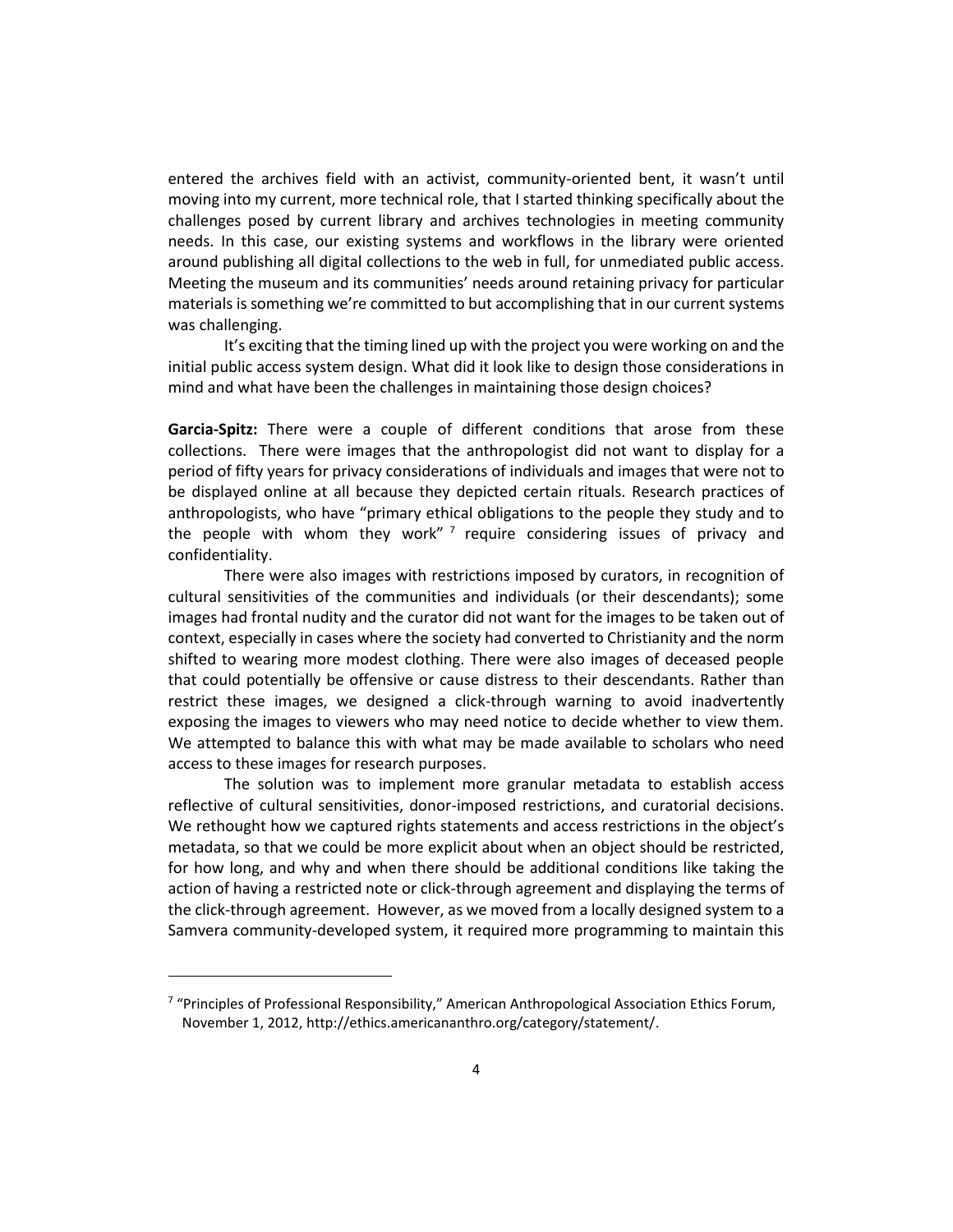entered the archives field with an activist, community-oriented bent, it wasn't until moving into my current, more technical role, that I started thinking specifically about the challenges posed by current library and archives technologies in meeting community needs. In this case, our existing systems and workflows in the library were oriented around publishing all digital collections to the web in full, for unmediated public access. Meeting the museum and its communities' needs around retaining privacy for particular materials is something we're committed to but accomplishing that in our current systems was challenging.

It's exciting that the timing lined up with the project you were working on and the initial public access system design. What did it look like to design those considerations in mind and what have been the challenges in maintaining those design choices?

**Garcia-Spitz:** There were a couple of different conditions that arose from these collections. There were images that the anthropologist did not want to display for a period of fifty years for privacy considerations of individuals and images that were not to be displayed online at all because they depicted certain rituals. Research practices of anthropologists, who have "primary ethical obligations to the people they study and to the people with whom they work" [7] require considering issues of privacy and confidentiality.

There were also images with restrictions imposed by curators, in recognition of cultural sensitivities of the communities and individuals (or their descendants); some images had frontal nudity and the curator did not want for the images to be taken out of context, especially in cases where the society had converted to Christianity and the norm shifted to wearing more modest clothing. There were also images of deceased people that could potentially be offensive or cause distress to their descendants. Rather than restrict these images, we designed a click-through warning to avoid inadvertently exposing the images to viewers who may need notice to decide whether to view them. We attempted to balance this with what may be made available to scholars who need access to these images for research purposes.

The solution was to implement more granular metadata to establish access reflective of cultural sensitivities, donor-imposed restrictions, and curatorial decisions. We rethought how we captured rights statements and access restrictions in the object's metadata, so that we could be more explicit about when an object should be restricted, for how long, and why and when there should be additional conditions like taking the action of having a restricted note or click-through agreement and displaying the terms of the click-through agreement. However, as we moved from a locally designed system to a Samvera community-developed system, it required more programming to maintain this

[7] "Principles of Professional Responsibility," American Anthropological Association Ethics Forum, November 1, 2012, http://ethics.americananthro.org/category/statement/.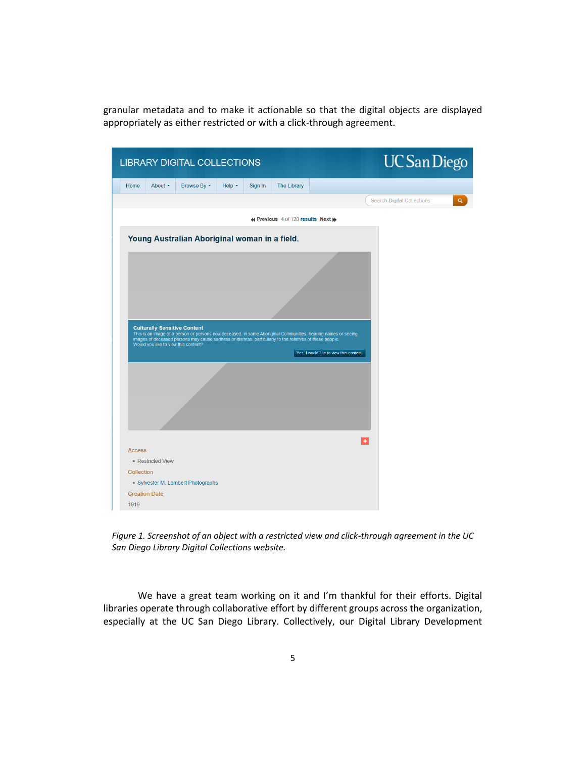granular metadata and to make it actionable so that the digital objects are displayed appropriately as either restricted or with a click-through agreement.

*Figure 1. Screenshot of an object with a restricted view and click-through agreement in the UC San Diego Library Digital Collections website.*

We have a great team working on it and I'm thankful for their efforts. Digital libraries operate through collaborative effort by different groups across the organization, especially at the UC San Diego Library. Collectively, our Digital Library Development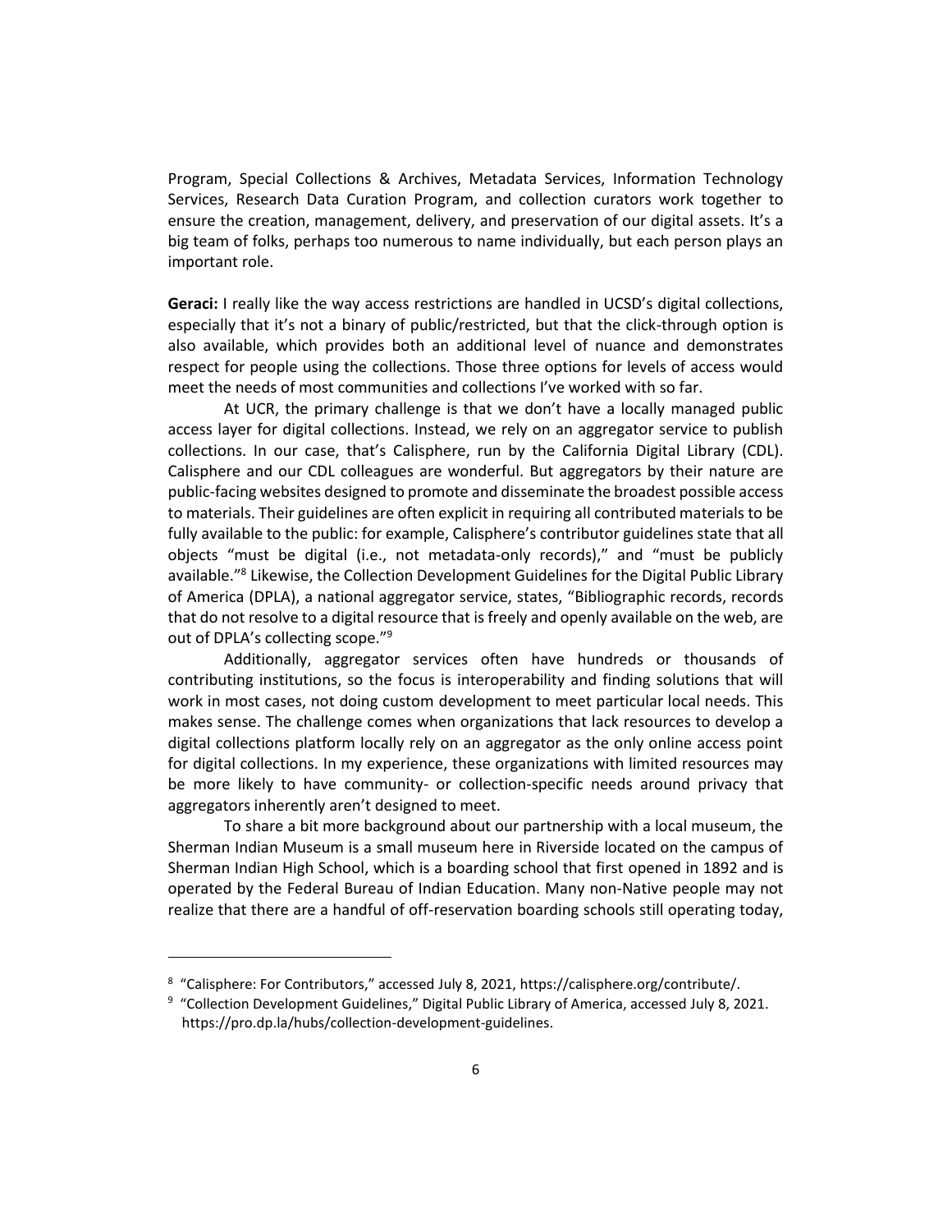Program, Special Collections & Archives, Metadata Services, Information Technology Services, Research Data Curation Program, and collection curators work together to ensure the creation, management, delivery, and preservation of our digital assets. It's a big team of folks, perhaps too numerous to name individually, but each person plays an important role.

**Geraci:** I really like the way access restrictions are handled in UCSD's digital collections, especially that it's not a binary of public/restricted, but that the click-through option is also available, which provides both an additional level of nuance and demonstrates respect for people using the collections. Those three options for levels of access would meet the needs of most communities and collections I've worked with so far.

At UCR, the primary challenge is that we don't have a locally managed public access layer for digital collections. Instead, we rely on an aggregator service to publish collections. In our case, that's Calisphere, run by the California Digital Library (CDL). Calisphere and our CDL colleagues are wonderful. But aggregators by their nature are public-facing websites designed to promote and disseminate the broadest possible access to materials. Their guidelines are often explicit in requiring all contributed materials to be fully available to the public: for example, Calisphere's contributor guidelines state that all objects "must be digital (i.e., not metadata-only records)," and "must be publicly available."[8] Likewise, the Collection Development Guidelines for the Digital Public Library of America (DPLA), a national aggregator service, states, "Bibliographic records, records that do not resolve to a digital resource that is freely and openly available on the web, are out of DPLA's collecting scope."[9]

Additionally, aggregator services often have hundreds or thousands of contributing institutions, so the focus is interoperability and finding solutions that will work in most cases, not doing custom development to meet particular local needs. This makes sense. The challenge comes when organizations that lack resources to develop a digital collections platform locally rely on an aggregator as the only online access point for digital collections. In my experience, these organizations with limited resources may be more likely to have community- or collection-specific needs around privacy that aggregators inherently aren't designed to meet.

To share a bit more background about our partnership with a local museum, the Sherman Indian Museum is a small museum here in Riverside located on the campus of Sherman Indian High School, which is a boarding school that first opened in 1892 and is operated by the Federal Bureau of Indian Education. Many non-Native people may not realize that there are a handful of off-reservation boarding schools still operating today,

---

[8] "Calisphere: For Contributors," accessed July 8, 2021, https://calisphere.org/contribute/.

[9] "Collection Development Guidelines," Digital Public Library of America, accessed July 8, 2021. https://pro.dp.la/hubs/collection-development-guidelines.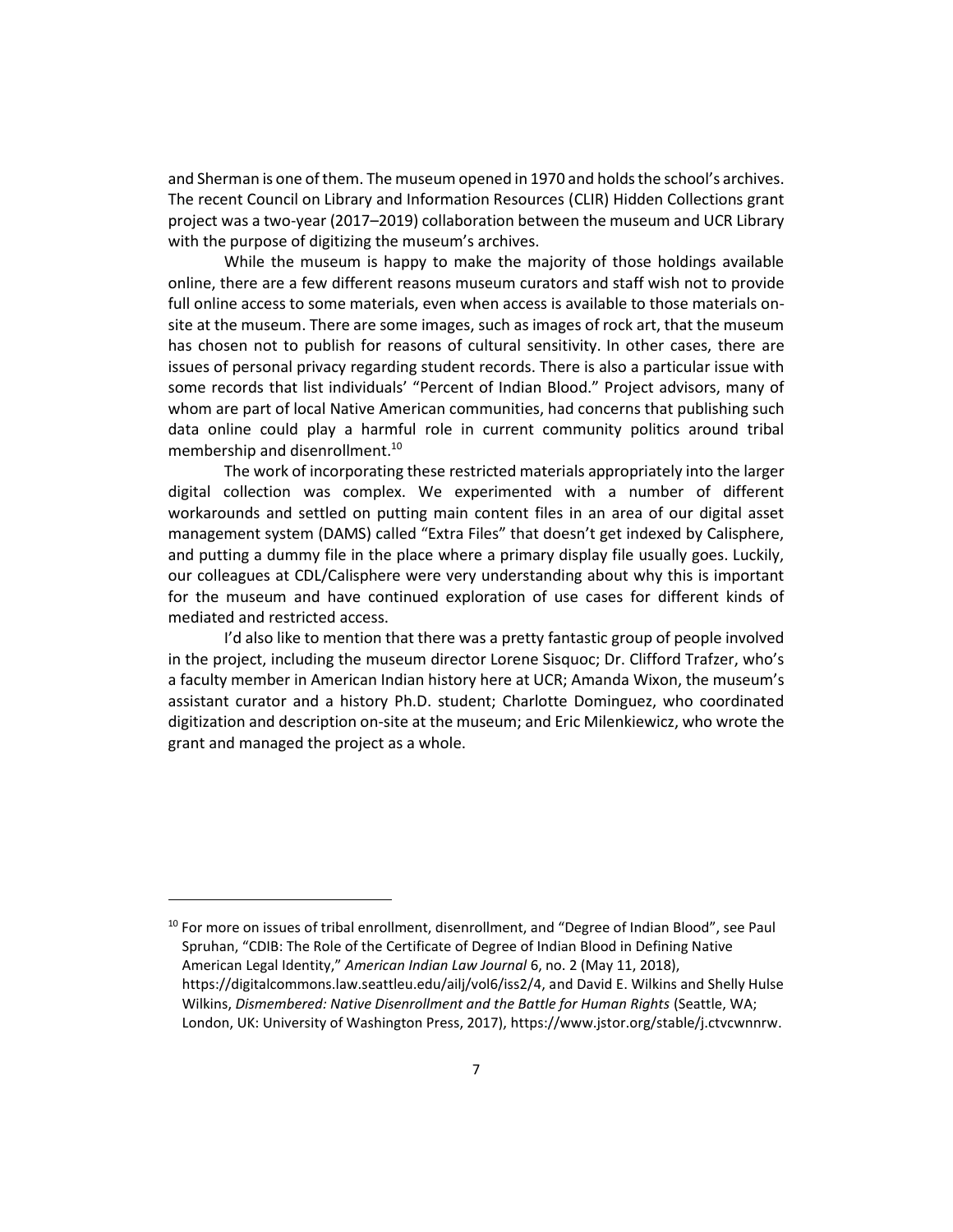and Sherman is one of them. The museum opened in 1970 and holds the school's archives. The recent Council on Library and Information Resources (CLIR) Hidden Collections grant project was a two-year (2017–2019) collaboration between the museum and UCR Library with the purpose of digitizing the museum's archives.

While the museum is happy to make the majority of those holdings available online, there are a few different reasons museum curators and staff wish not to provide full online access to some materials, even when access is available to those materials on-site at the museum. There are some images, such as images of rock art, that the museum has chosen not to publish for reasons of cultural sensitivity. In other cases, there are issues of personal privacy regarding student records. There is also a particular issue with some records that list individuals' "Percent of Indian Blood." Project advisors, many of whom are part of local Native American communities, had concerns that publishing such data online could play a harmful role in current community politics around tribal membership and disenrollment.[10]

The work of incorporating these restricted materials appropriately into the larger digital collection was complex. We experimented with a number of different workarounds and settled on putting main content files in an area of our digital asset management system (DAMS) called "Extra Files" that doesn't get indexed by Calisphere, and putting a dummy file in the place where a primary display file usually goes. Luckily, our colleagues at CDL/Calisphere were very understanding about why this is important for the museum and have continued exploration of use cases for different kinds of mediated and restricted access.

I'd also like to mention that there was a pretty fantastic group of people involved in the project, including the museum director Lorene Sisquoc; Dr. Clifford Trafzer, who's a faculty member in American Indian history here at UCR; Amanda Wixon, the museum's assistant curator and a history Ph.D. student; Charlotte Dominguez, who coordinated digitization and description on-site at the museum; and Eric Milenkiewicz, who wrote the grant and managed the project as a whole.

---

[10] For more on issues of tribal enrollment, disenrollment, and "Degree of Indian Blood", see Paul Spruhan, "CDIB: The Role of the Certificate of Degree of Indian Blood in Defining Native American Legal Identity," *American Indian Law Journal* 6, no. 2 (May 11, 2018), https://digitalcommons.law.seattleu.edu/ailj/vol6/iss2/4, and David E. Wilkins and Shelly Hulse Wilkins, *Dismembered: Native Disenrollment and the Battle for Human Rights* (Seattle, WA; London, UK: University of Washington Press, 2017), https://www.jstor.org/stable/j.ctvcwnnrw.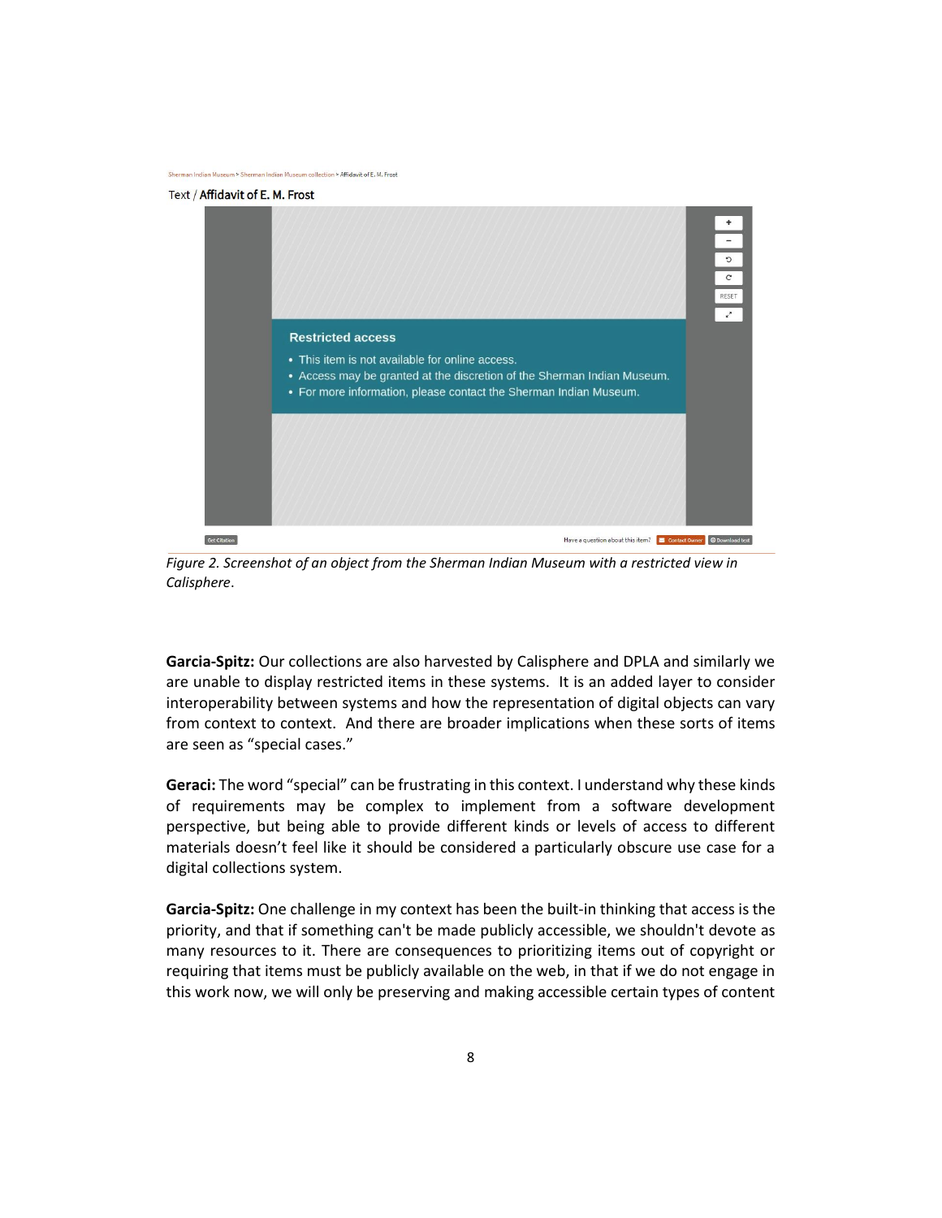Sherman Indian Museum > Sherman Indian Museum collection > Affidavit of E. M. Frost

Text / Affidavit of E. M. Frost

**Restricted access**

- This item is not available for online access.
- Access may be granted at the discretion of the Sherman Indian Museum.
- For more information, please contact the Sherman Indian Museum.

Get Citation — Have a question about this item? Contact Owner — Download text

*Figure 2. Screenshot of an object from the Sherman Indian Museum with a restricted view in Calisphere.*

**Garcia-Spitz:** Our collections are also harvested by Calisphere and DPLA and similarly we are unable to display restricted items in these systems. It is an added layer to consider interoperability between systems and how the representation of digital objects can vary from context to context. And there are broader implications when these sorts of items are seen as "special cases."

**Geraci:** The word "special" can be frustrating in this context. I understand why these kinds of requirements may be complex to implement from a software development perspective, but being able to provide different kinds or levels of access to different materials doesn't feel like it should be considered a particularly obscure use case for a digital collections system.

**Garcia-Spitz:** One challenge in my context has been the built-in thinking that access is the priority, and that if something can't be made publicly accessible, we shouldn't devote as many resources to it. There are consequences to prioritizing items out of copyright or requiring that items must be publicly available on the web, in that if we do not engage in this work now, we will only be preserving and making accessible certain types of content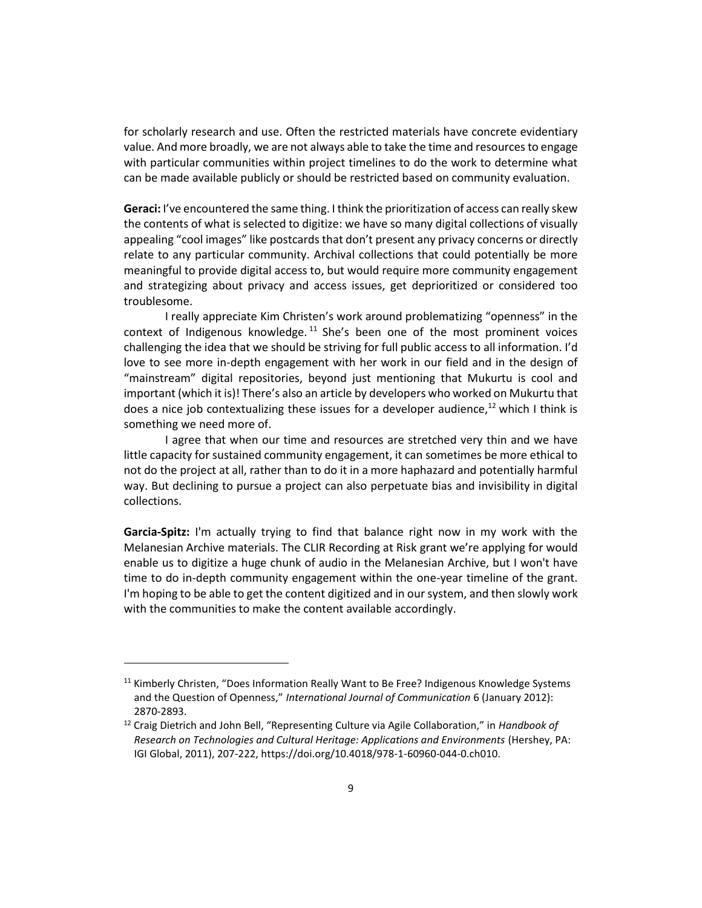for scholarly research and use. Often the restricted materials have concrete evidentiary value. And more broadly, we are not always able to take the time and resources to engage with particular communities within project timelines to do the work to determine what can be made available publicly or should be restricted based on community evaluation.

**Geraci:** I've encountered the same thing. I think the prioritization of access can really skew the contents of what is selected to digitize: we have so many digital collections of visually appealing "cool images" like postcards that don't present any privacy concerns or directly relate to any particular community. Archival collections that could potentially be more meaningful to provide digital access to, but would require more community engagement and strategizing about privacy and access issues, get deprioritized or considered too troublesome.

I really appreciate Kim Christen's work around problematizing "openness" in the context of Indigenous knowledge.[11] She's been one of the most prominent voices challenging the idea that we should be striving for full public access to all information. I'd love to see more in-depth engagement with her work in our field and in the design of "mainstream" digital repositories, beyond just mentioning that Mukurtu is cool and important (which it is)! There's also an article by developers who worked on Mukurtu that does a nice job contextualizing these issues for a developer audience,[12] which I think is something we need more of.

I agree that when our time and resources are stretched very thin and we have little capacity for sustained community engagement, it can sometimes be more ethical to not do the project at all, rather than to do it in a more haphazard and potentially harmful way. But declining to pursue a project can also perpetuate bias and invisibility in digital collections.

**Garcia-Spitz:** I'm actually trying to find that balance right now in my work with the Melanesian Archive materials. The CLIR Recording at Risk grant we're applying for would enable us to digitize a huge chunk of audio in the Melanesian Archive, but I won't have time to do in-depth community engagement within the one-year timeline of the grant. I'm hoping to be able to get the content digitized and in our system, and then slowly work with the communities to make the content available accordingly.

---

[11] Kimberly Christen, "Does Information Really Want to Be Free? Indigenous Knowledge Systems and the Question of Openness," *International Journal of Communication* 6 (January 2012): 2870-2893.

[12] Craig Dietrich and John Bell, "Representing Culture via Agile Collaboration," in *Handbook of Research on Technologies and Cultural Heritage: Applications and Environments* (Hershey, PA: IGI Global, 2011), 207-222, https://doi.org/10.4018/978-1-60960-044-0.ch010.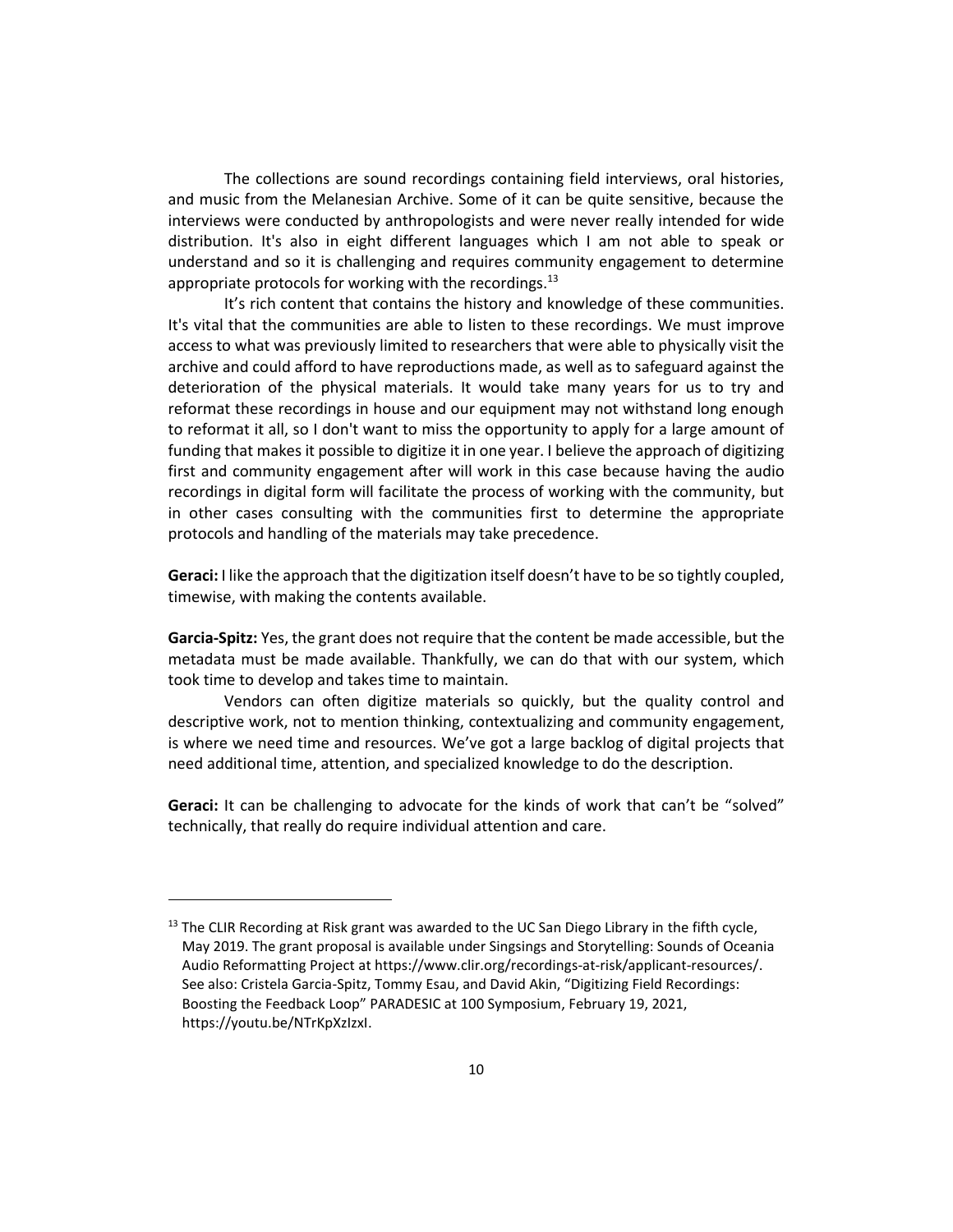The collections are sound recordings containing field interviews, oral histories, and music from the Melanesian Archive. Some of it can be quite sensitive, because the interviews were conducted by anthropologists and were never really intended for wide distribution. It's also in eight different languages which I am not able to speak or understand and so it is challenging and requires community engagement to determine appropriate protocols for working with the recordings.[13]

It's rich content that contains the history and knowledge of these communities. It's vital that the communities are able to listen to these recordings. We must improve access to what was previously limited to researchers that were able to physically visit the archive and could afford to have reproductions made, as well as to safeguard against the deterioration of the physical materials. It would take many years for us to try and reformat these recordings in house and our equipment may not withstand long enough to reformat it all, so I don't want to miss the opportunity to apply for a large amount of funding that makes it possible to digitize it in one year. I believe the approach of digitizing first and community engagement after will work in this case because having the audio recordings in digital form will facilitate the process of working with the community, but in other cases consulting with the communities first to determine the appropriate protocols and handling of the materials may take precedence.

**Geraci:** I like the approach that the digitization itself doesn't have to be so tightly coupled, timewise, with making the contents available.

**Garcia-Spitz:** Yes, the grant does not require that the content be made accessible, but the metadata must be made available. Thankfully, we can do that with our system, which took time to develop and takes time to maintain.

Vendors can often digitize materials so quickly, but the quality control and descriptive work, not to mention thinking, contextualizing and community engagement, is where we need time and resources. We've got a large backlog of digital projects that need additional time, attention, and specialized knowledge to do the description.

**Geraci:** It can be challenging to advocate for the kinds of work that can't be "solved" technically, that really do require individual attention and care.

---

[13] The CLIR Recording at Risk grant was awarded to the UC San Diego Library in the fifth cycle, May 2019. The grant proposal is available under Singsings and Storytelling: Sounds of Oceania Audio Reformatting Project at https://www.clir.org/recordings-at-risk/applicant-resources/. See also: Cristela Garcia-Spitz, Tommy Esau, and David Akin, "Digitizing Field Recordings: Boosting the Feedback Loop" PARADESIC at 100 Symposium, February 19, 2021, https://youtu.be/NTrKpXzIzxI.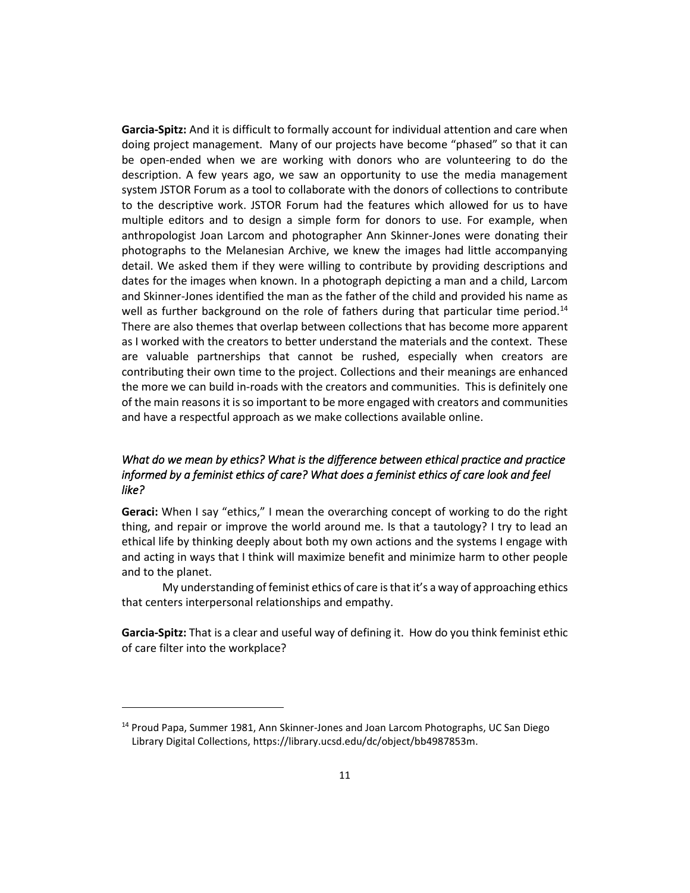**Garcia-Spitz:** And it is difficult to formally account for individual attention and care when doing project management. Many of our projects have become "phased" so that it can be open-ended when we are working with donors who are volunteering to do the description. A few years ago, we saw an opportunity to use the media management system JSTOR Forum as a tool to collaborate with the donors of collections to contribute to the descriptive work. JSTOR Forum had the features which allowed for us to have multiple editors and to design a simple form for donors to use. For example, when anthropologist Joan Larcom and photographer Ann Skinner-Jones were donating their photographs to the Melanesian Archive, we knew the images had little accompanying detail. We asked them if they were willing to contribute by providing descriptions and dates for the images when known. In a photograph depicting a man and a child, Larcom and Skinner-Jones identified the man as the father of the child and provided his name as well as further background on the role of fathers during that particular time period.[14] There are also themes that overlap between collections that has become more apparent as I worked with the creators to better understand the materials and the context. These are valuable partnerships that cannot be rushed, especially when creators are contributing their own time to the project. Collections and their meanings are enhanced the more we can build in-roads with the creators and communities. This is definitely one of the main reasons it is so important to be more engaged with creators and communities and have a respectful approach as we make collections available online.

*What do we mean by ethics? What is the difference between ethical practice and practice informed by a feminist ethics of care? What does a feminist ethics of care look and feel like?*

**Geraci:** When I say "ethics," I mean the overarching concept of working to do the right thing, and repair or improve the world around me. Is that a tautology? I try to lead an ethical life by thinking deeply about both my own actions and the systems I engage with and acting in ways that I think will maximize benefit and minimize harm to other people and to the planet.

My understanding of feminist ethics of care is that it's a way of approaching ethics that centers interpersonal relationships and empathy.

**Garcia-Spitz:** That is a clear and useful way of defining it. How do you think feminist ethic of care filter into the workplace?

---

[14] Proud Papa, Summer 1981, Ann Skinner-Jones and Joan Larcom Photographs, UC San Diego Library Digital Collections, https://library.ucsd.edu/dc/object/bb4987853m.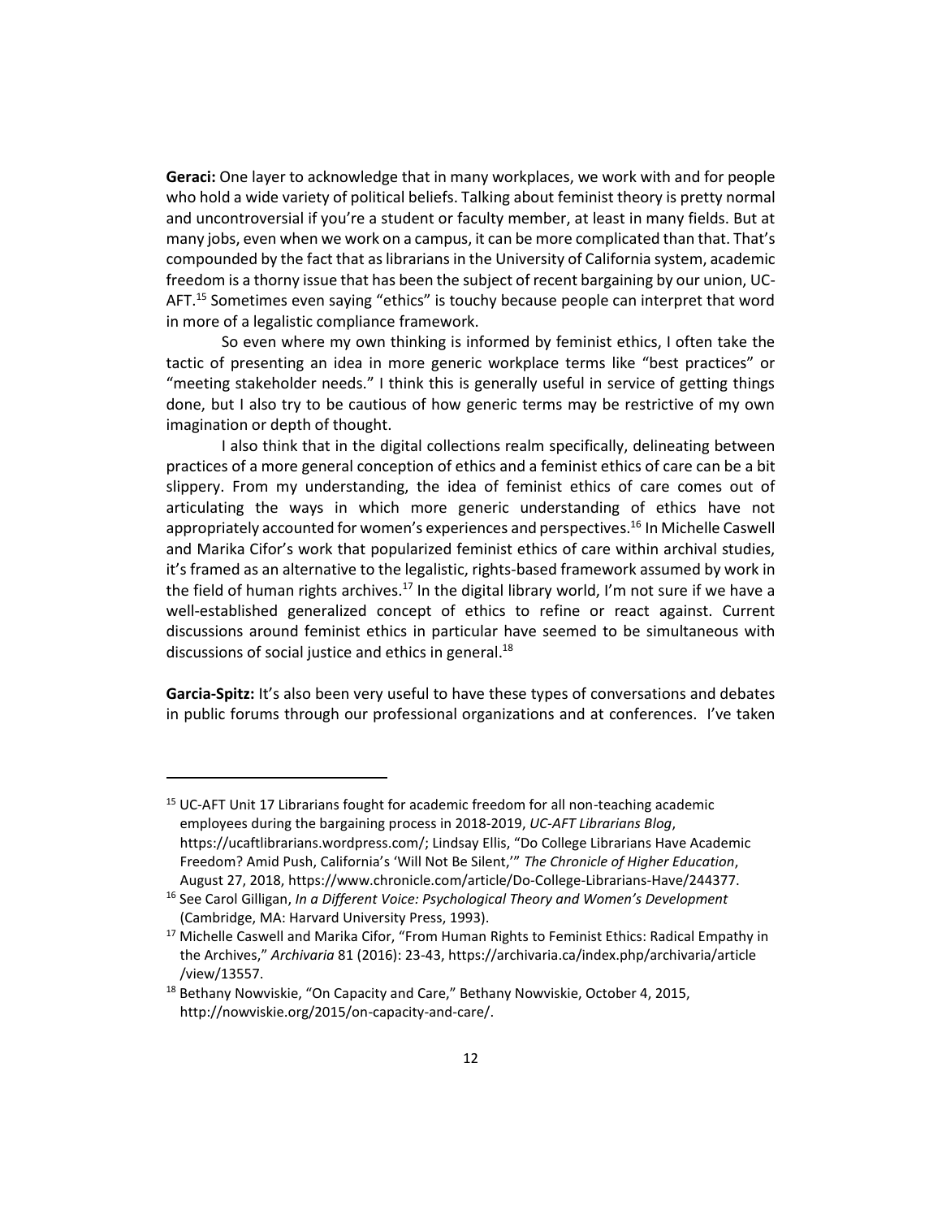**Geraci:** One layer to acknowledge that in many workplaces, we work with and for people who hold a wide variety of political beliefs. Talking about feminist theory is pretty normal and uncontroversial if you're a student or faculty member, at least in many fields. But at many jobs, even when we work on a campus, it can be more complicated than that. That's compounded by the fact that as librarians in the University of California system, academic freedom is a thorny issue that has been the subject of recent bargaining by our union, UC-AFT.[15] Sometimes even saying "ethics" is touchy because people can interpret that word in more of a legalistic compliance framework.

So even where my own thinking is informed by feminist ethics, I often take the tactic of presenting an idea in more generic workplace terms like "best practices" or "meeting stakeholder needs." I think this is generally useful in service of getting things done, but I also try to be cautious of how generic terms may be restrictive of my own imagination or depth of thought.

I also think that in the digital collections realm specifically, delineating between practices of a more general conception of ethics and a feminist ethics of care can be a bit slippery. From my understanding, the idea of feminist ethics of care comes out of articulating the ways in which more generic understanding of ethics have not appropriately accounted for women's experiences and perspectives.[16] In Michelle Caswell and Marika Cifor's work that popularized feminist ethics of care within archival studies, it's framed as an alternative to the legalistic, rights-based framework assumed by work in the field of human rights archives.[17] In the digital library world, I'm not sure if we have a well-established generalized concept of ethics to refine or react against. Current discussions around feminist ethics in particular have seemed to be simultaneous with discussions of social justice and ethics in general.[18]

**Garcia-Spitz:** It's also been very useful to have these types of conversations and debates in public forums through our professional organizations and at conferences. I've taken

---

[15] UC-AFT Unit 17 Librarians fought for academic freedom for all non-teaching academic employees during the bargaining process in 2018-2019, *UC-AFT Librarians Blog*, https://ucaftlibrarians.wordpress.com/; Lindsay Ellis, "Do College Librarians Have Academic Freedom? Amid Push, California's 'Will Not Be Silent,'" *The Chronicle of Higher Education*, August 27, 2018, https://www.chronicle.com/article/Do-College-Librarians-Have/244377.

[16] See Carol Gilligan, *In a Different Voice: Psychological Theory and Women's Development* (Cambridge, MA: Harvard University Press, 1993).

[17] Michelle Caswell and Marika Cifor, "From Human Rights to Feminist Ethics: Radical Empathy in the Archives," *Archivaria* 81 (2016): 23-43, https://archivaria.ca/index.php/archivaria/article/view/13557.

[18] Bethany Nowviskie, "On Capacity and Care," Bethany Nowviskie, October 4, 2015, http://nowviskie.org/2015/on-capacity-and-care/.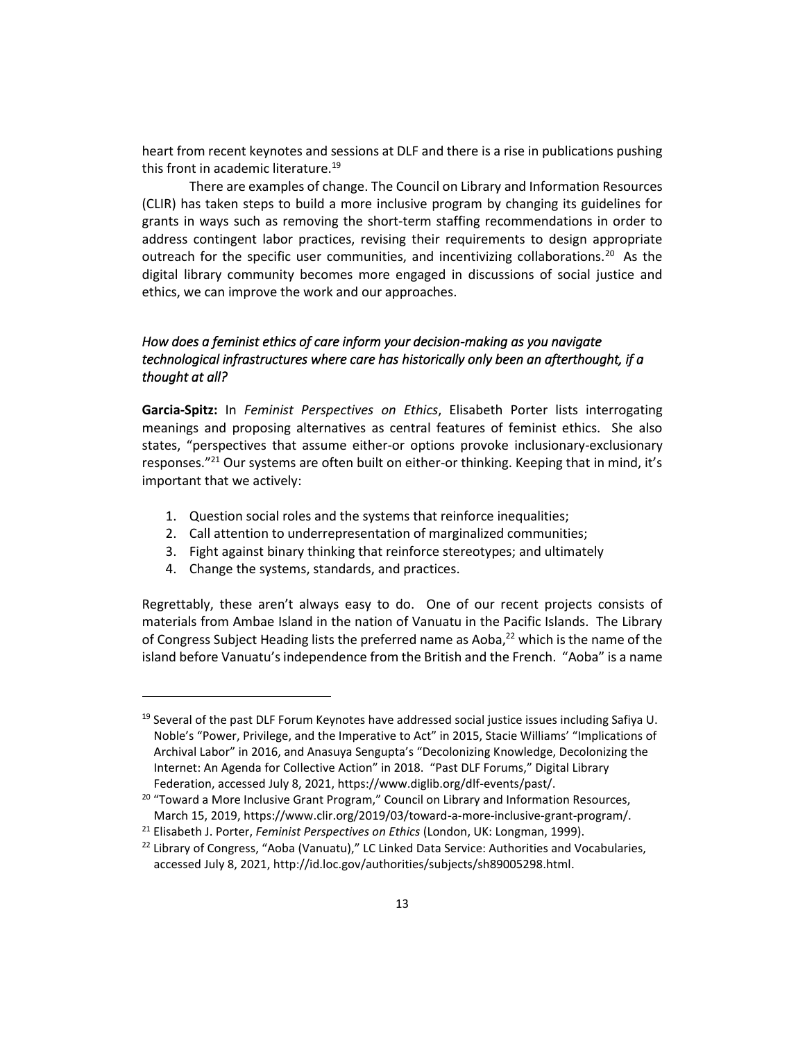heart from recent keynotes and sessions at DLF and there is a rise in publications pushing this front in academic literature.[19]

There are examples of change. The Council on Library and Information Resources (CLIR) has taken steps to build a more inclusive program by changing its guidelines for grants in ways such as removing the short-term staffing recommendations in order to address contingent labor practices, revising their requirements to design appropriate outreach for the specific user communities, and incentivizing collaborations.[20] As the digital library community becomes more engaged in discussions of social justice and ethics, we can improve the work and our approaches.

*How does a feminist ethics of care inform your decision-making as you navigate technological infrastructures where care has historically only been an afterthought, if a thought at all?*

**Garcia-Spitz:** In *Feminist Perspectives on Ethics*, Elisabeth Porter lists interrogating meanings and proposing alternatives as central features of feminist ethics. She also states, "perspectives that assume either-or options provoke inclusionary-exclusionary responses."[21] Our systems are often built on either-or thinking. Keeping that in mind, it's important that we actively:

1. Question social roles and the systems that reinforce inequalities;
2. Call attention to underrepresentation of marginalized communities;
3. Fight against binary thinking that reinforce stereotypes; and ultimately
4. Change the systems, standards, and practices.

Regrettably, these aren't always easy to do. One of our recent projects consists of materials from Ambae Island in the nation of Vanuatu in the Pacific Islands. The Library of Congress Subject Heading lists the preferred name as Aoba,[22] which is the name of the island before Vanuatu's independence from the British and the French. "Aoba" is a name

---

[19] Several of the past DLF Forum Keynotes have addressed social justice issues including Safiya U. Noble's "Power, Privilege, and the Imperative to Act" in 2015, Stacie Williams' "Implications of Archival Labor" in 2016, and Anasuya Sengupta's "Decolonizing Knowledge, Decolonizing the Internet: An Agenda for Collective Action" in 2018. "Past DLF Forums," Digital Library Federation, accessed July 8, 2021, https://www.diglib.org/dlf-events/past/.

[20] "Toward a More Inclusive Grant Program," Council on Library and Information Resources, March 15, 2019, https://www.clir.org/2019/03/toward-a-more-inclusive-grant-program/.

[21] Elisabeth J. Porter, *Feminist Perspectives on Ethics* (London, UK: Longman, 1999).

[22] Library of Congress, "Aoba (Vanuatu)," LC Linked Data Service: Authorities and Vocabularies, accessed July 8, 2021, http://id.loc.gov/authorities/subjects/sh89005298.html.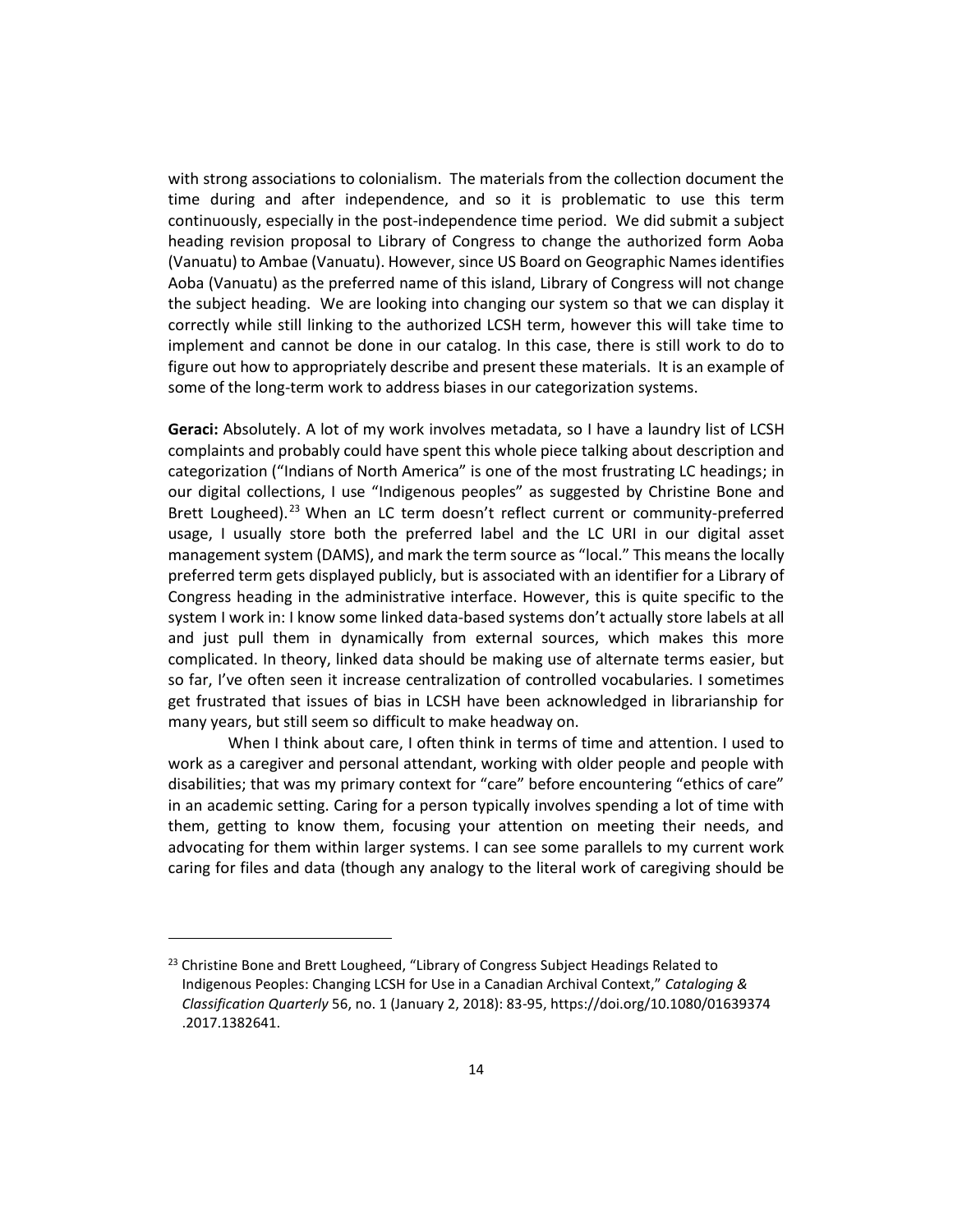with strong associations to colonialism. The materials from the collection document the time during and after independence, and so it is problematic to use this term continuously, especially in the post-independence time period. We did submit a subject heading revision proposal to Library of Congress to change the authorized form Aoba (Vanuatu) to Ambae (Vanuatu). However, since US Board on Geographic Names identifies Aoba (Vanuatu) as the preferred name of this island, Library of Congress will not change the subject heading. We are looking into changing our system so that we can display it correctly while still linking to the authorized LCSH term, however this will take time to implement and cannot be done in our catalog. In this case, there is still work to do to figure out how to appropriately describe and present these materials. It is an example of some of the long-term work to address biases in our categorization systems.

**Geraci:** Absolutely. A lot of my work involves metadata, so I have a laundry list of LCSH complaints and probably could have spent this whole piece talking about description and categorization ("Indians of North America" is one of the most frustrating LC headings; in our digital collections, I use "Indigenous peoples" as suggested by Christine Bone and Brett Lougheed).[23] When an LC term doesn't reflect current or community-preferred usage, I usually store both the preferred label and the LC URI in our digital asset management system (DAMS), and mark the term source as "local." This means the locally preferred term gets displayed publicly, but is associated with an identifier for a Library of Congress heading in the administrative interface. However, this is quite specific to the system I work in: I know some linked data-based systems don't actually store labels at all and just pull them in dynamically from external sources, which makes this more complicated. In theory, linked data should be making use of alternate terms easier, but so far, I've often seen it increase centralization of controlled vocabularies. I sometimes get frustrated that issues of bias in LCSH have been acknowledged in librarianship for many years, but still seem so difficult to make headway on.

When I think about care, I often think in terms of time and attention. I used to work as a caregiver and personal attendant, working with older people and people with disabilities; that was my primary context for "care" before encountering "ethics of care" in an academic setting. Caring for a person typically involves spending a lot of time with them, getting to know them, focusing your attention on meeting their needs, and advocating for them within larger systems. I can see some parallels to my current work caring for files and data (though any analogy to the literal work of caregiving should be

---

[23] Christine Bone and Brett Lougheed, "Library of Congress Subject Headings Related to Indigenous Peoples: Changing LCSH for Use in a Canadian Archival Context," *Cataloging & Classification Quarterly* 56, no. 1 (January 2, 2018): 83-95, https://doi.org/10.1080/01639374.2017.1382641.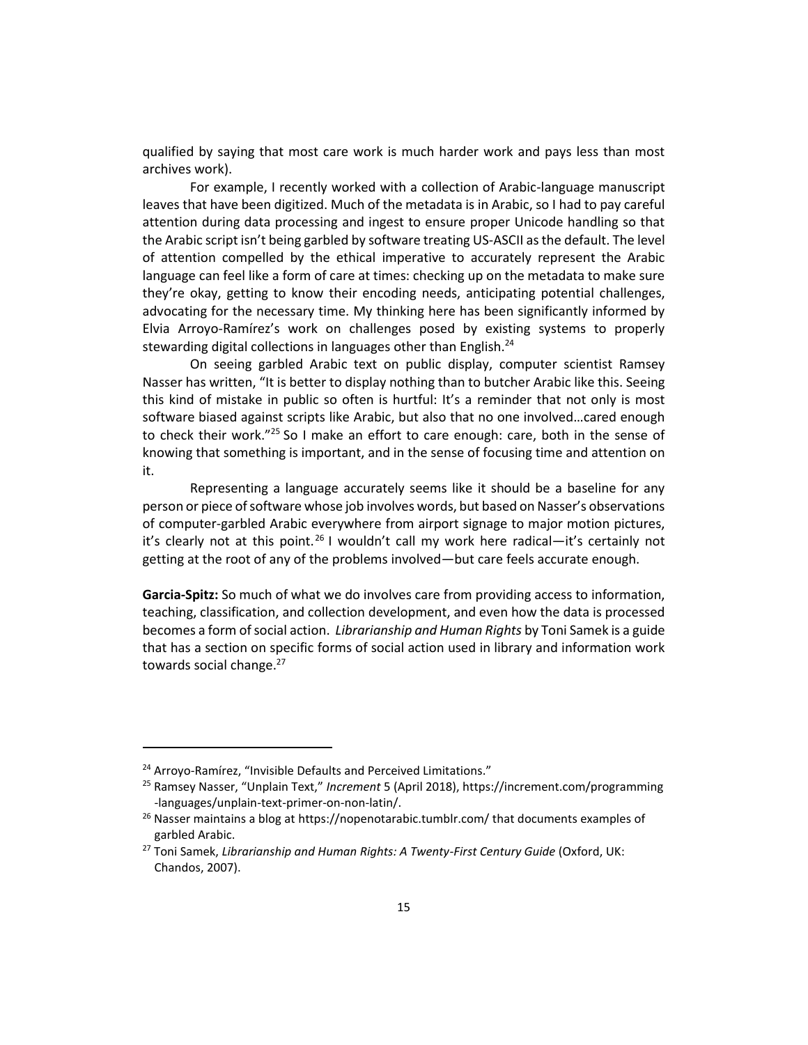qualified by saying that most care work is much harder work and pays less than most archives work).

For example, I recently worked with a collection of Arabic-language manuscript leaves that have been digitized. Much of the metadata is in Arabic, so I had to pay careful attention during data processing and ingest to ensure proper Unicode handling so that the Arabic script isn't being garbled by software treating US-ASCII as the default. The level of attention compelled by the ethical imperative to accurately represent the Arabic language can feel like a form of care at times: checking up on the metadata to make sure they're okay, getting to know their encoding needs, anticipating potential challenges, advocating for the necessary time. My thinking here has been significantly informed by Elvia Arroyo-Ramírez's work on challenges posed by existing systems to properly stewarding digital collections in languages other than English.[24]

On seeing garbled Arabic text on public display, computer scientist Ramsey Nasser has written, "It is better to display nothing than to butcher Arabic like this. Seeing this kind of mistake in public so often is hurtful: It's a reminder that not only is most software biased against scripts like Arabic, but also that no one involved…cared enough to check their work."[25] So I make an effort to care enough: care, both in the sense of knowing that something is important, and in the sense of focusing time and attention on it.

Representing a language accurately seems like it should be a baseline for any person or piece of software whose job involves words, but based on Nasser's observations of computer-garbled Arabic everywhere from airport signage to major motion pictures, it's clearly not at this point.[26] I wouldn't call my work here radical—it's certainly not getting at the root of any of the problems involved—but care feels accurate enough.

**Garcia-Spitz:** So much of what we do involves care from providing access to information, teaching, classification, and collection development, and even how the data is processed becomes a form of social action. *Librarianship and Human Rights* by Toni Samek is a guide that has a section on specific forms of social action used in library and information work towards social change.[27]

---

[24] Arroyo-Ramírez, "Invisible Defaults and Perceived Limitations."

[25] Ramsey Nasser, "Unplain Text," *Increment* 5 (April 2018), https://increment.com/programming-languages/unplain-text-primer-on-non-latin/.

[26] Nasser maintains a blog at https://nopenotarabic.tumblr.com/ that documents examples of garbled Arabic.

[27] Toni Samek, *Librarianship and Human Rights: A Twenty-First Century Guide* (Oxford, UK: Chandos, 2007).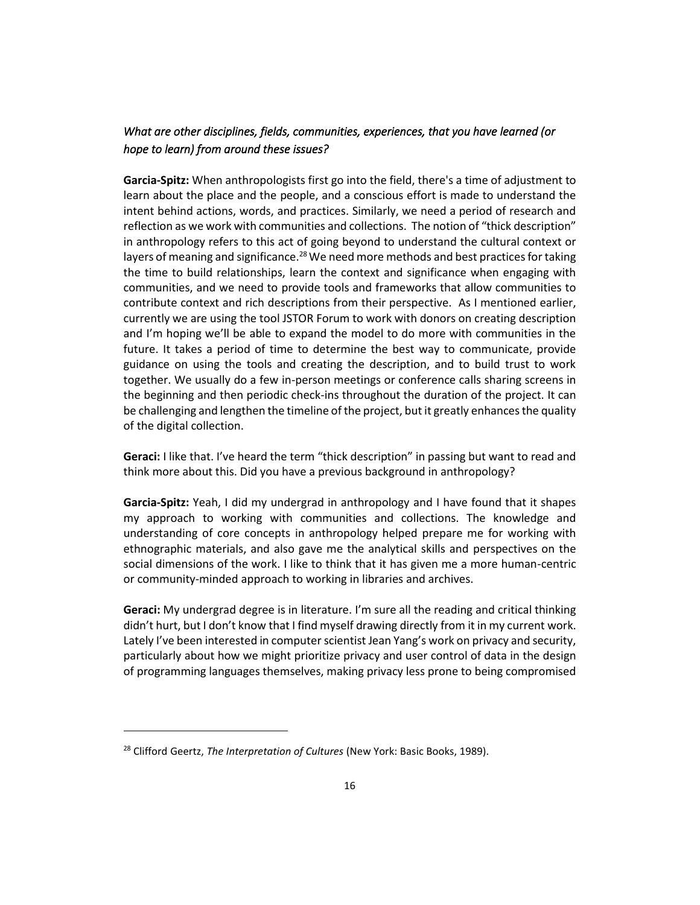*What are other disciplines, fields, communities, experiences, that you have learned (or hope to learn) from around these issues?*

**Garcia-Spitz:** When anthropologists first go into the field, there's a time of adjustment to learn about the place and the people, and a conscious effort is made to understand the intent behind actions, words, and practices. Similarly, we need a period of research and reflection as we work with communities and collections. The notion of "thick description" in anthropology refers to this act of going beyond to understand the cultural context or layers of meaning and significance.[28] We need more methods and best practices for taking the time to build relationships, learn the context and significance when engaging with communities, and we need to provide tools and frameworks that allow communities to contribute context and rich descriptions from their perspective. As I mentioned earlier, currently we are using the tool JSTOR Forum to work with donors on creating description and I'm hoping we'll be able to expand the model to do more with communities in the future. It takes a period of time to determine the best way to communicate, provide guidance on using the tools and creating the description, and to build trust to work together. We usually do a few in-person meetings or conference calls sharing screens in the beginning and then periodic check-ins throughout the duration of the project. It can be challenging and lengthen the timeline of the project, but it greatly enhances the quality of the digital collection.

**Geraci:** I like that. I've heard the term "thick description" in passing but want to read and think more about this. Did you have a previous background in anthropology?

**Garcia-Spitz:** Yeah, I did my undergrad in anthropology and I have found that it shapes my approach to working with communities and collections. The knowledge and understanding of core concepts in anthropology helped prepare me for working with ethnographic materials, and also gave me the analytical skills and perspectives on the social dimensions of the work. I like to think that it has given me a more human-centric or community-minded approach to working in libraries and archives.

**Geraci:** My undergrad degree is in literature. I'm sure all the reading and critical thinking didn't hurt, but I don't know that I find myself drawing directly from it in my current work. Lately I've been interested in computer scientist Jean Yang's work on privacy and security, particularly about how we might prioritize privacy and user control of data in the design of programming languages themselves, making privacy less prone to being compromised

---

[28] Clifford Geertz, *The Interpretation of Cultures* (New York: Basic Books, 1989).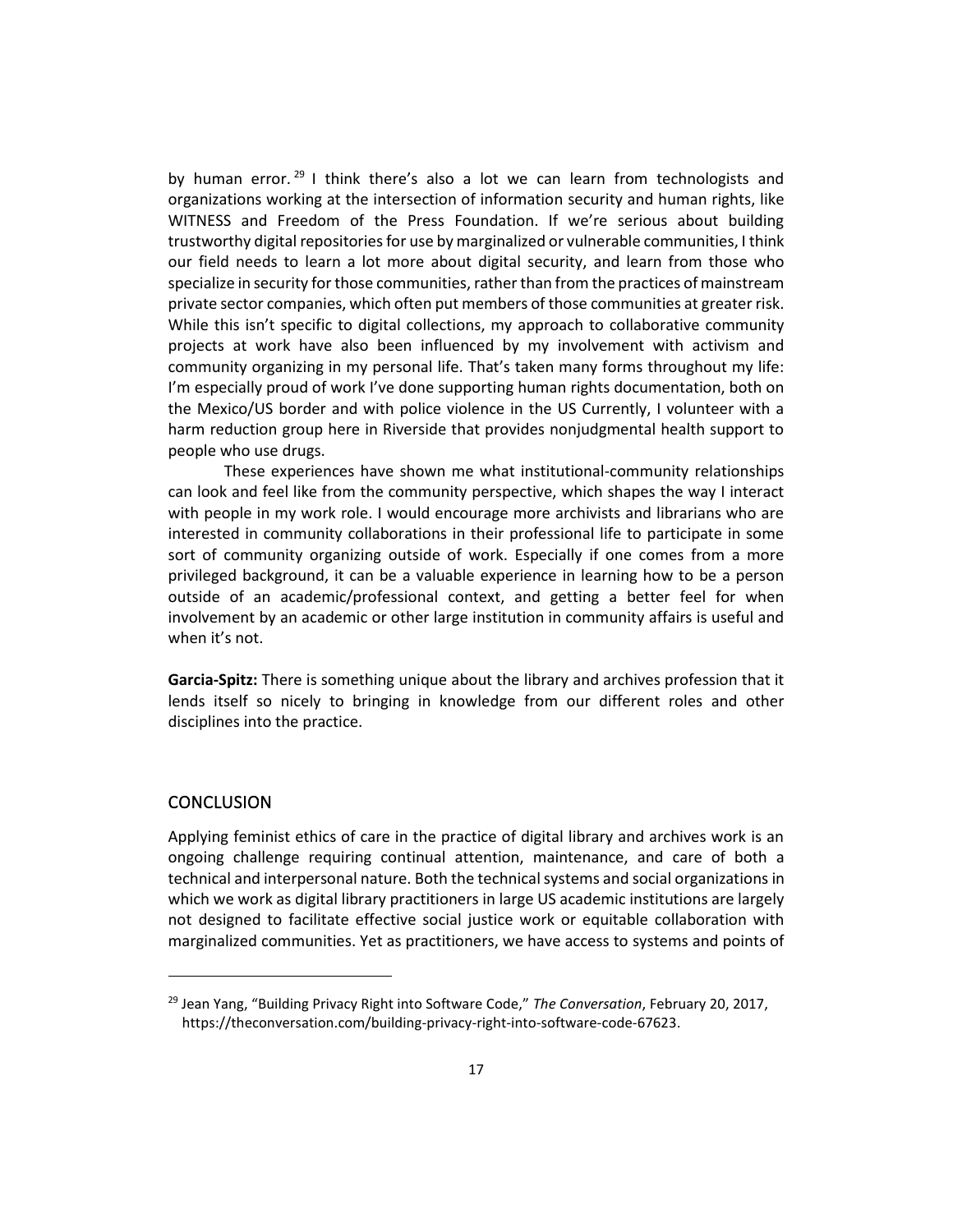by human error.[29] I think there's also a lot we can learn from technologists and organizations working at the intersection of information security and human rights, like WITNESS and Freedom of the Press Foundation. If we're serious about building trustworthy digital repositories for use by marginalized or vulnerable communities, I think our field needs to learn a lot more about digital security, and learn from those who specialize in security for those communities, rather than from the practices of mainstream private sector companies, which often put members of those communities at greater risk. While this isn't specific to digital collections, my approach to collaborative community projects at work have also been influenced by my involvement with activism and community organizing in my personal life. That's taken many forms throughout my life: I'm especially proud of work I've done supporting human rights documentation, both on the Mexico/US border and with police violence in the US Currently, I volunteer with a harm reduction group here in Riverside that provides nonjudgmental health support to people who use drugs.

These experiences have shown me what institutional-community relationships can look and feel like from the community perspective, which shapes the way I interact with people in my work role. I would encourage more archivists and librarians who are interested in community collaborations in their professional life to participate in some sort of community organizing outside of work. Especially if one comes from a more privileged background, it can be a valuable experience in learning how to be a person outside of an academic/professional context, and getting a better feel for when involvement by an academic or other large institution in community affairs is useful and when it's not.

**Garcia-Spitz:** There is something unique about the library and archives profession that it lends itself so nicely to bringing in knowledge from our different roles and other disciplines into the practice.

## CONCLUSION

Applying feminist ethics of care in the practice of digital library and archives work is an ongoing challenge requiring continual attention, maintenance, and care of both a technical and interpersonal nature. Both the technical systems and social organizations in which we work as digital library practitioners in large US academic institutions are largely not designed to facilitate effective social justice work or equitable collaboration with marginalized communities. Yet as practitioners, we have access to systems and points of

---

[29] Jean Yang, "Building Privacy Right into Software Code," *The Conversation*, February 20, 2017, https://theconversation.com/building-privacy-right-into-software-code-67623.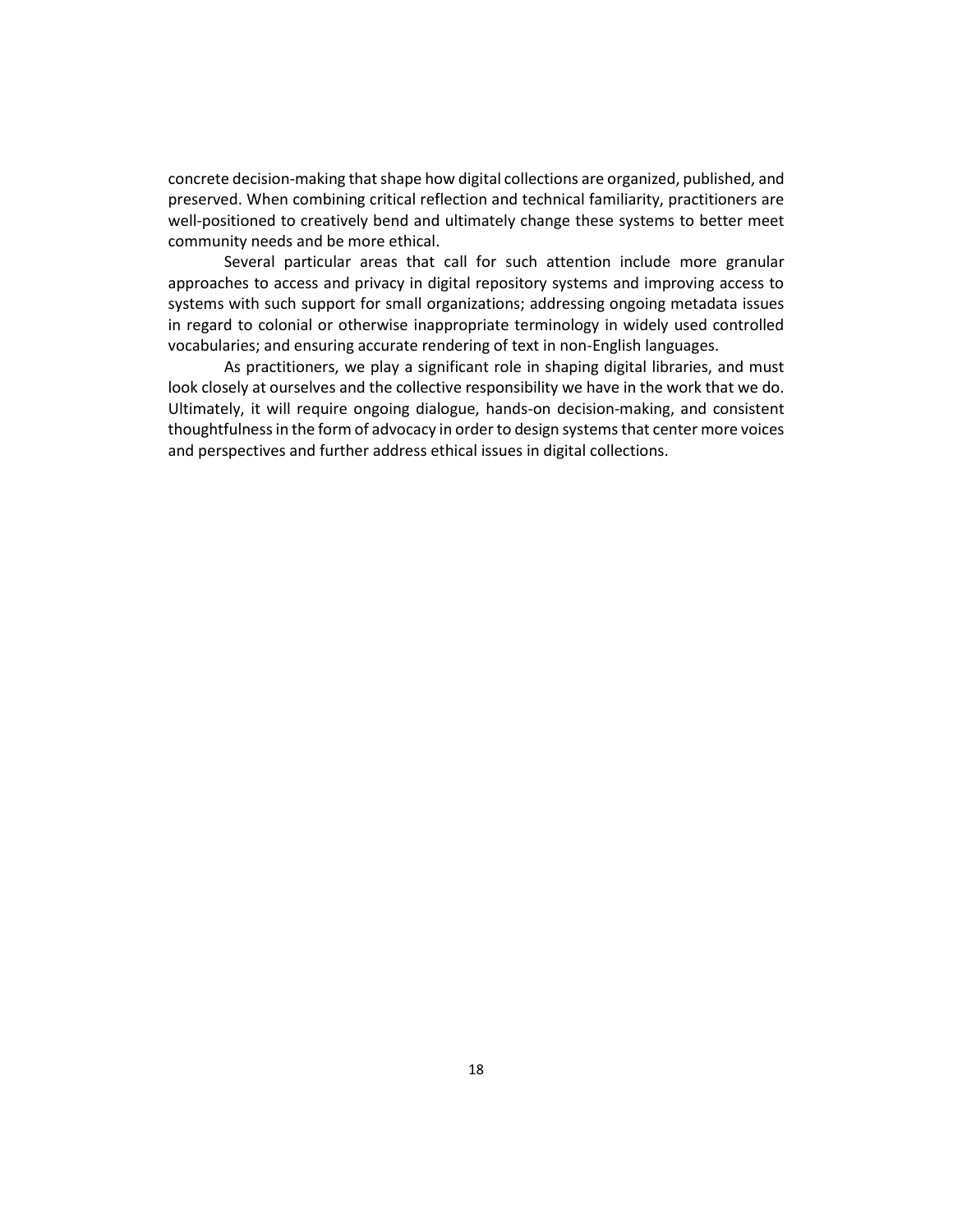concrete decision-making that shape how digital collections are organized, published, and preserved. When combining critical reflection and technical familiarity, practitioners are well-positioned to creatively bend and ultimately change these systems to better meet community needs and be more ethical.

Several particular areas that call for such attention include more granular approaches to access and privacy in digital repository systems and improving access to systems with such support for small organizations; addressing ongoing metadata issues in regard to colonial or otherwise inappropriate terminology in widely used controlled vocabularies; and ensuring accurate rendering of text in non-English languages.

As practitioners, we play a significant role in shaping digital libraries, and must look closely at ourselves and the collective responsibility we have in the work that we do. Ultimately, it will require ongoing dialogue, hands-on decision-making, and consistent thoughtfulness in the form of advocacy in order to design systems that center more voices and perspectives and further address ethical issues in digital collections.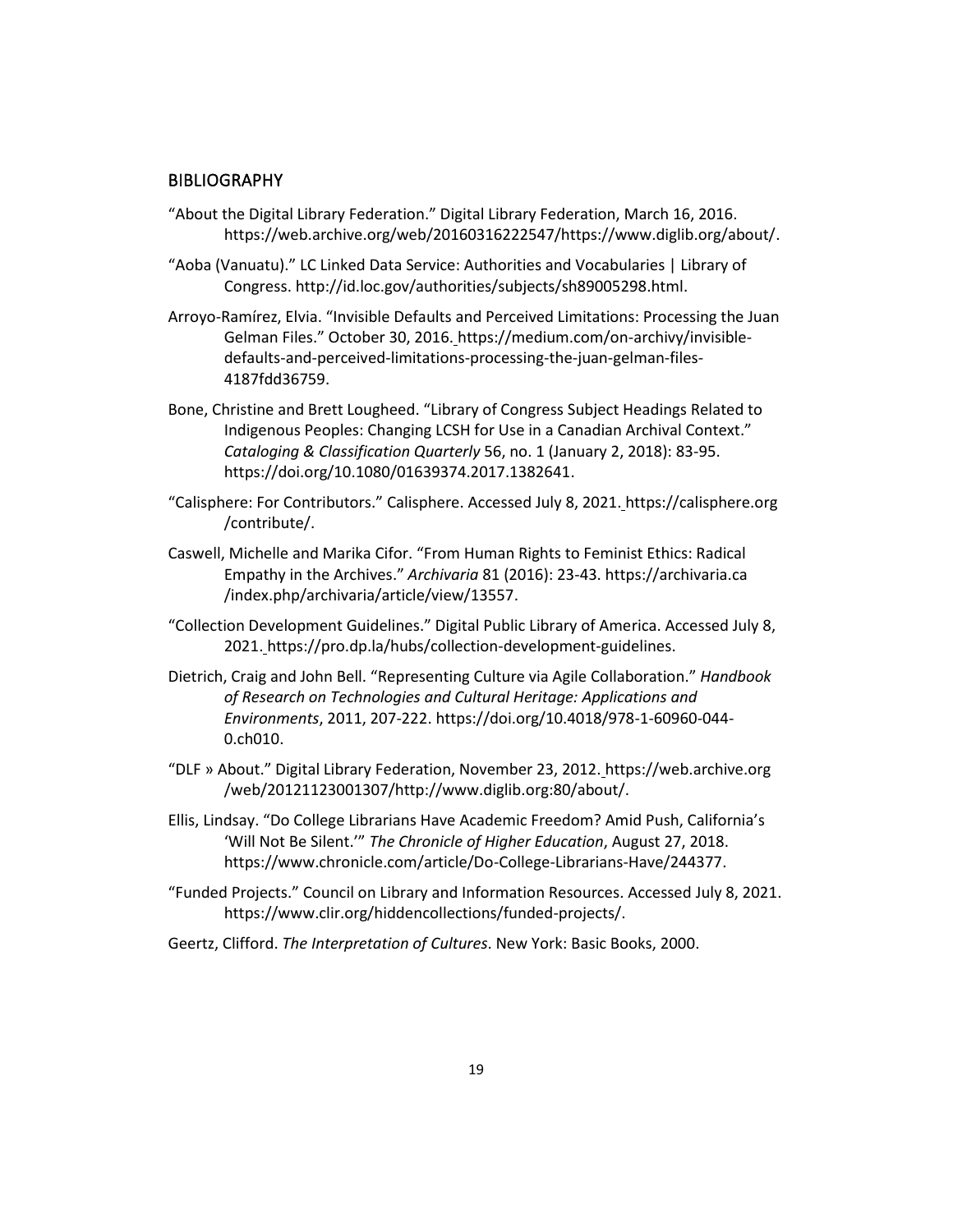## BIBLIOGRAPHY

"About the Digital Library Federation." Digital Library Federation, March 16, 2016. https://web.archive.org/web/20160316222547/https://www.diglib.org/about/.

"Aoba (Vanuatu)." LC Linked Data Service: Authorities and Vocabularies | Library of Congress. http://id.loc.gov/authorities/subjects/sh89005298.html.

Arroyo-Ramírez, Elvia. "Invisible Defaults and Perceived Limitations: Processing the Juan Gelman Files." October 30, 2016. https://medium.com/on-archivy/invisible-defaults-and-perceived-limitations-processing-the-juan-gelman-files-4187fdd36759.

Bone, Christine and Brett Lougheed. "Library of Congress Subject Headings Related to Indigenous Peoples: Changing LCSH for Use in a Canadian Archival Context." *Cataloging & Classification Quarterly* 56, no. 1 (January 2, 2018): 83-95. https://doi.org/10.1080/01639374.2017.1382641.

"Calisphere: For Contributors." Calisphere. Accessed July 8, 2021. https://calisphere.org/contribute/.

Caswell, Michelle and Marika Cifor. "From Human Rights to Feminist Ethics: Radical Empathy in the Archives." *Archivaria* 81 (2016): 23-43. https://archivaria.ca/index.php/archivaria/article/view/13557.

"Collection Development Guidelines." Digital Public Library of America. Accessed July 8, 2021. https://pro.dp.la/hubs/collection-development-guidelines.

Dietrich, Craig and John Bell. "Representing Culture via Agile Collaboration." *Handbook of Research on Technologies and Cultural Heritage: Applications and Environments*, 2011, 207-222. https://doi.org/10.4018/978-1-60960-044-0.ch010.

"DLF » About." Digital Library Federation, November 23, 2012. https://web.archive.org/web/20121123001307/http://www.diglib.org:80/about/.

Ellis, Lindsay. "Do College Librarians Have Academic Freedom? Amid Push, California's 'Will Not Be Silent.'" *The Chronicle of Higher Education*, August 27, 2018. https://www.chronicle.com/article/Do-College-Librarians-Have/244377.

"Funded Projects." Council on Library and Information Resources. Accessed July 8, 2021. https://www.clir.org/hiddencollections/funded-projects/.

Geertz, Clifford. *The Interpretation of Cultures*. New York: Basic Books, 2000.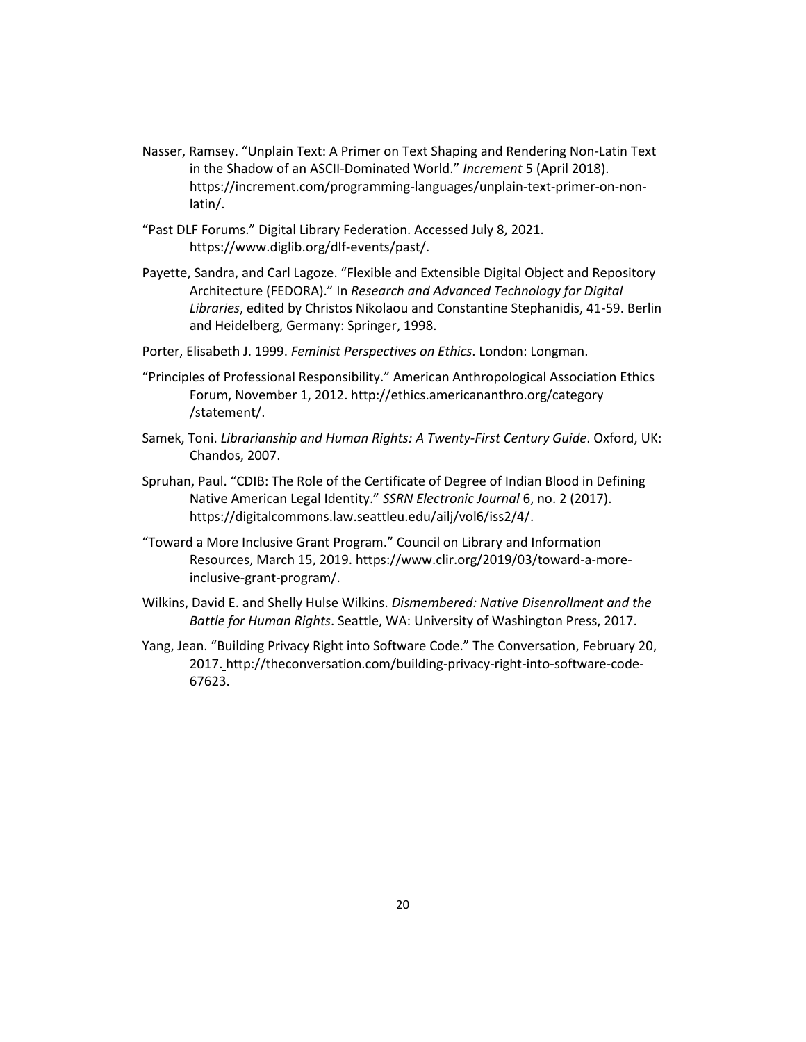Nasser, Ramsey. "Unplain Text: A Primer on Text Shaping and Rendering Non-Latin Text in the Shadow of an ASCII-Dominated World." *Increment* 5 (April 2018). https://increment.com/programming-languages/unplain-text-primer-on-non-latin/.

"Past DLF Forums." Digital Library Federation. Accessed July 8, 2021. https://www.diglib.org/dlf-events/past/.

Payette, Sandra, and Carl Lagoze. "Flexible and Extensible Digital Object and Repository Architecture (FEDORA)." In *Research and Advanced Technology for Digital Libraries*, edited by Christos Nikolaou and Constantine Stephanidis, 41-59. Berlin and Heidelberg, Germany: Springer, 1998.

Porter, Elisabeth J. 1999. *Feminist Perspectives on Ethics*. London: Longman.

"Principles of Professional Responsibility." American Anthropological Association Ethics Forum, November 1, 2012. http://ethics.americananthro.org/category /statement/.

Samek, Toni. *Librarianship and Human Rights: A Twenty-First Century Guide*. Oxford, UK: Chandos, 2007.

Spruhan, Paul. "CDIB: The Role of the Certificate of Degree of Indian Blood in Defining Native American Legal Identity." *SSRN Electronic Journal* 6, no. 2 (2017). https://digitalcommons.law.seattleu.edu/ailj/vol6/iss2/4/.

"Toward a More Inclusive Grant Program." Council on Library and Information Resources, March 15, 2019. https://www.clir.org/2019/03/toward-a-more-inclusive-grant-program/.

Wilkins, David E. and Shelly Hulse Wilkins. *Dismembered: Native Disenrollment and the Battle for Human Rights*. Seattle, WA: University of Washington Press, 2017.

Yang, Jean. "Building Privacy Right into Software Code." The Conversation, February 20, 2017. http://theconversation.com/building-privacy-right-into-software-code-67623.